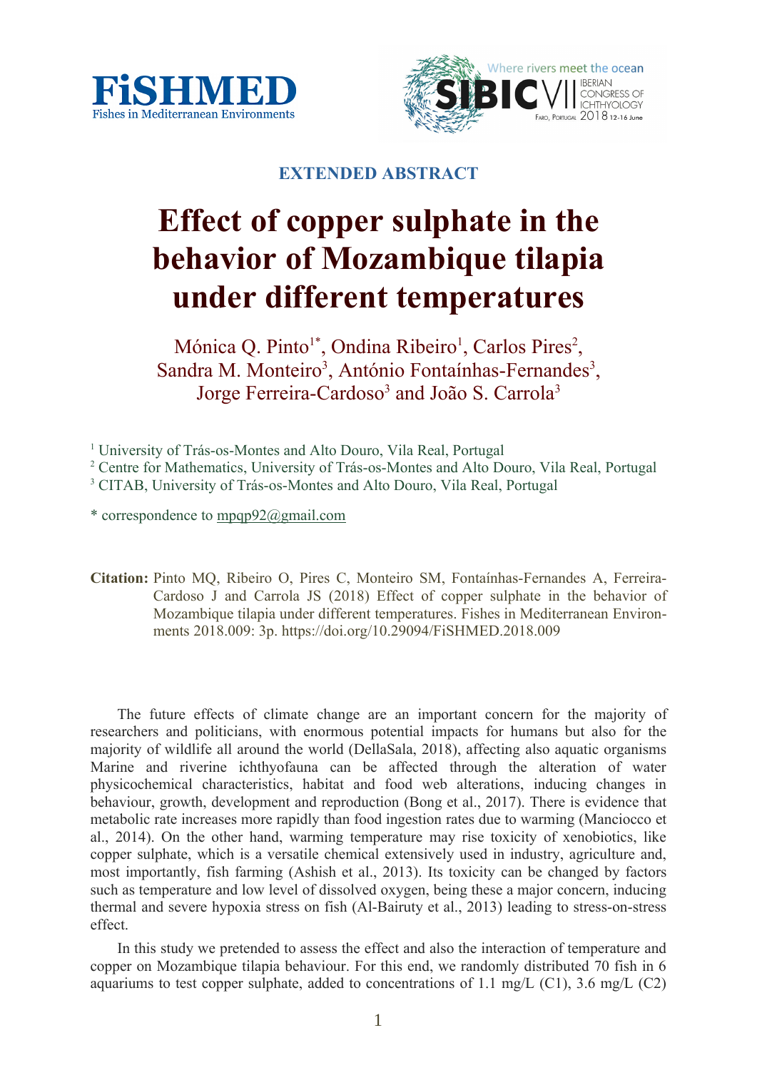**EXTENDED ABSTRACT**

# Effect of copper sulphate in the behavior of Mozambique tilapia under different temperatures

Mónica Q. Pinto[1*], Ondina Ribeiro[1], Carlos Pires[2], Sandra M. Monteiro[3], António Fontaínhas-Fernandes[3], Jorge Ferreira-Cardoso[3] and João S. Carrola[3]

[1] University of Trás-os-Montes and Alto Douro, Vila Real, Portugal
[2] Centre for Mathematics, University of Trás-os-Montes and Alto Douro, Vila Real, Portugal
[3] CITAB, University of Trás-os-Montes and Alto Douro, Vila Real, Portugal

* correspondence to mpqp92@gmail.com

**Citation:** Pinto MQ, Ribeiro O, Pires C, Monteiro SM, Fontaínhas-Fernandes A, Ferreira-Cardoso J and Carrola JS (2018) Effect of copper sulphate in the behavior of Mozambique tilapia under different temperatures. Fishes in Mediterranean Environments 2018.009: 3p. https://doi.org/10.29094/FiSHMED.2018.009

The future effects of climate change are an important concern for the majority of researchers and politicians, with enormous potential impacts for humans but also for the majority of wildlife all around the world (DellaSala, 2018), affecting also aquatic organisms Marine and riverine ichthyofauna can be affected through the alteration of water physicochemical characteristics, habitat and food web alterations, inducing changes in behaviour, growth, development and reproduction (Bong et al., 2017). There is evidence that metabolic rate increases more rapidly than food ingestion rates due to warming (Manciocco et al., 2014). On the other hand, warming temperature may rise toxicity of xenobiotics, like copper sulphate, which is a versatile chemical extensively used in industry, agriculture and, most importantly, fish farming (Ashish et al., 2013). Its toxicity can be changed by factors such as temperature and low level of dissolved oxygen, being these a major concern, inducing thermal and severe hypoxia stress on fish (Al-Bairuty et al., 2013) leading to stress-on-stress effect.

In this study we pretended to assess the effect and also the interaction of temperature and copper on Mozambique tilapia behaviour. For this end, we randomly distributed 70 fish in 6 aquariums to test copper sulphate, added to concentrations of 1.1 mg/L (C1), 3.6 mg/L (C2)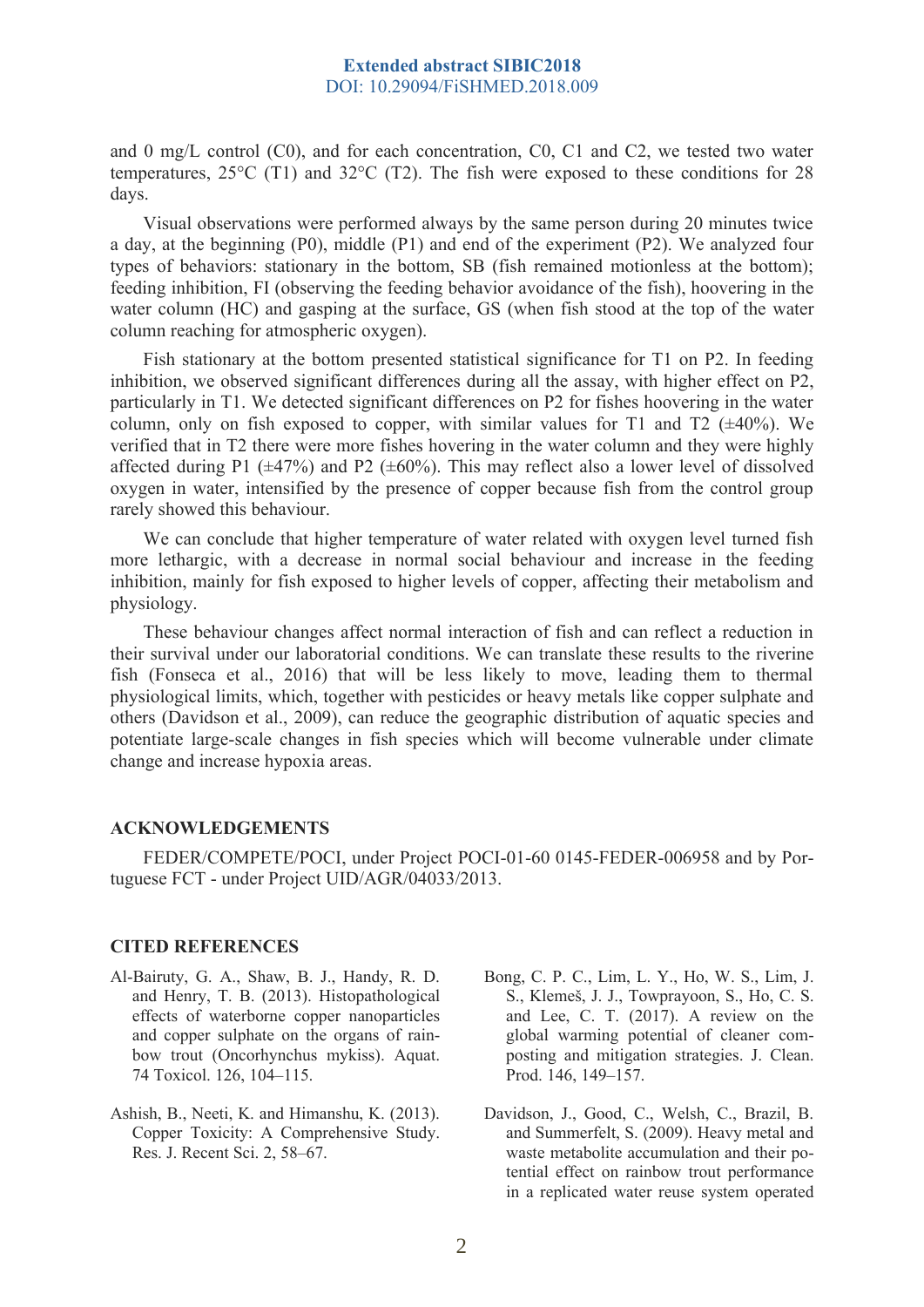and 0 mg/L control (C0), and for each concentration, C0, C1 and C2, we tested two water temperatures, 25°C (T1) and 32°C (T2). The fish were exposed to these conditions for 28 days.

Visual observations were performed always by the same person during 20 minutes twice a day, at the beginning (P0), middle (P1) and end of the experiment (P2). We analyzed four types of behaviors: stationary in the bottom, SB (fish remained motionless at the bottom); feeding inhibition, FI (observing the feeding behavior avoidance of the fish), hoovering in the water column (HC) and gasping at the surface, GS (when fish stood at the top of the water column reaching for atmospheric oxygen).

Fish stationary at the bottom presented statistical significance for T1 on P2. In feeding inhibition, we observed significant differences during all the assay, with higher effect on P2, particularly in T1. We detected significant differences on P2 for fishes hoovering in the water column, only on fish exposed to copper, with similar values for T1 and T2 (±40%). We verified that in T2 there were more fishes hovering in the water column and they were highly affected during P1 (±47%) and P2 (±60%). This may reflect also a lower level of dissolved oxygen in water, intensified by the presence of copper because fish from the control group rarely showed this behaviour.

We can conclude that higher temperature of water related with oxygen level turned fish more lethargic, with a decrease in normal social behaviour and increase in the feeding inhibition, mainly for fish exposed to higher levels of copper, affecting their metabolism and physiology.

These behaviour changes affect normal interaction of fish and can reflect a reduction in their survival under our laboratorial conditions. We can translate these results to the riverine fish (Fonseca et al., 2016) that will be less likely to move, leading them to thermal physiological limits, which, together with pesticides or heavy metals like copper sulphate and others (Davidson et al., 2009), can reduce the geographic distribution of aquatic species and potentiate large-scale changes in fish species which will become vulnerable under climate change and increase hypoxia areas.

## ACKNOWLEDGEMENTS

FEDER/COMPETE/POCI, under Project POCI-01-60 0145-FEDER-006958 and by Portuguese FCT - under Project UID/AGR/04033/2013.

## CITED REFERENCES

Al-Bairuty, G. A., Shaw, B. J., Handy, R. D. and Henry, T. B. (2013). Histopathological effects of waterborne copper nanoparticles and copper sulphate on the organs of rainbow trout (Oncorhynchus mykiss). Aquat. 74 Toxicol. 126, 104–115.

Ashish, B., Neeti, K. and Himanshu, K. (2013). Copper Toxicity: A Comprehensive Study. Res. J. Recent Sci. 2, 58–67.

Bong, C. P. C., Lim, L. Y., Ho, W. S., Lim, J. S., Klemeš, J. J., Towprayoon, S., Ho, C. S. and Lee, C. T. (2017). A review on the global warming potential of cleaner composting and mitigation strategies. J. Clean. Prod. 146, 149–157.

Davidson, J., Good, C., Welsh, C., Brazil, B. and Summerfelt, S. (2009). Heavy metal and waste metabolite accumulation and their potential effect on rainbow trout performance in a replicated water reuse system operated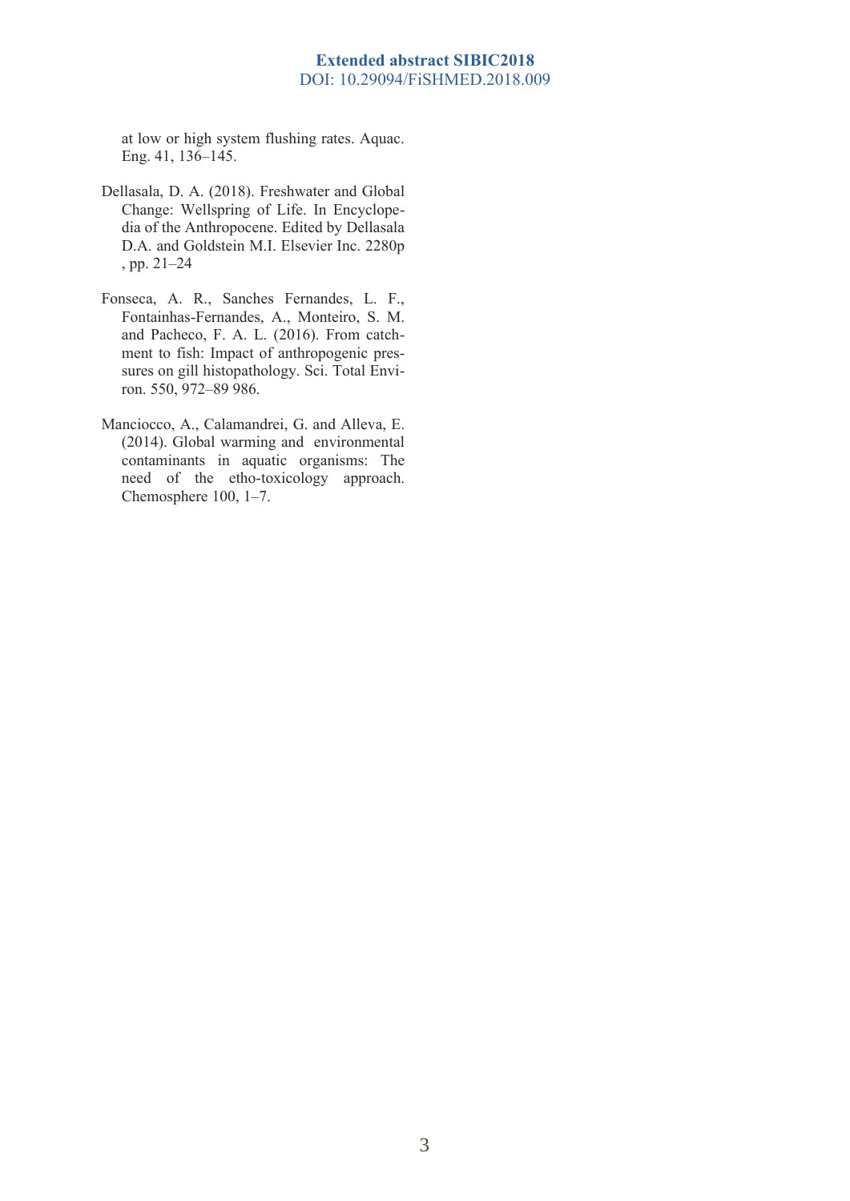at low or high system flushing rates. Aquac. Eng. 41, 136–145.

Dellasala, D. A. (2018). Freshwater and Global Change: Wellspring of Life. In Encyclopedia of the Anthropocene. Edited by Dellasala D.A. and Goldstein M.I. Elsevier Inc. 2280p , pp. 21–24

Fonseca, A. R., Sanches Fernandes, L. F., Fontainhas-Fernandes, A., Monteiro, S. M. and Pacheco, F. A. L. (2016). From catchment to fish: Impact of anthropogenic pressures on gill histopathology. Sci. Total Environ. 550, 972–89 986.

Manciocco, A., Calamandrei, G. and Alleva, E. (2014). Global warming and environmental contaminants in aquatic organisms: The need of the etho-toxicology approach. Chemosphere 100, 1–7.